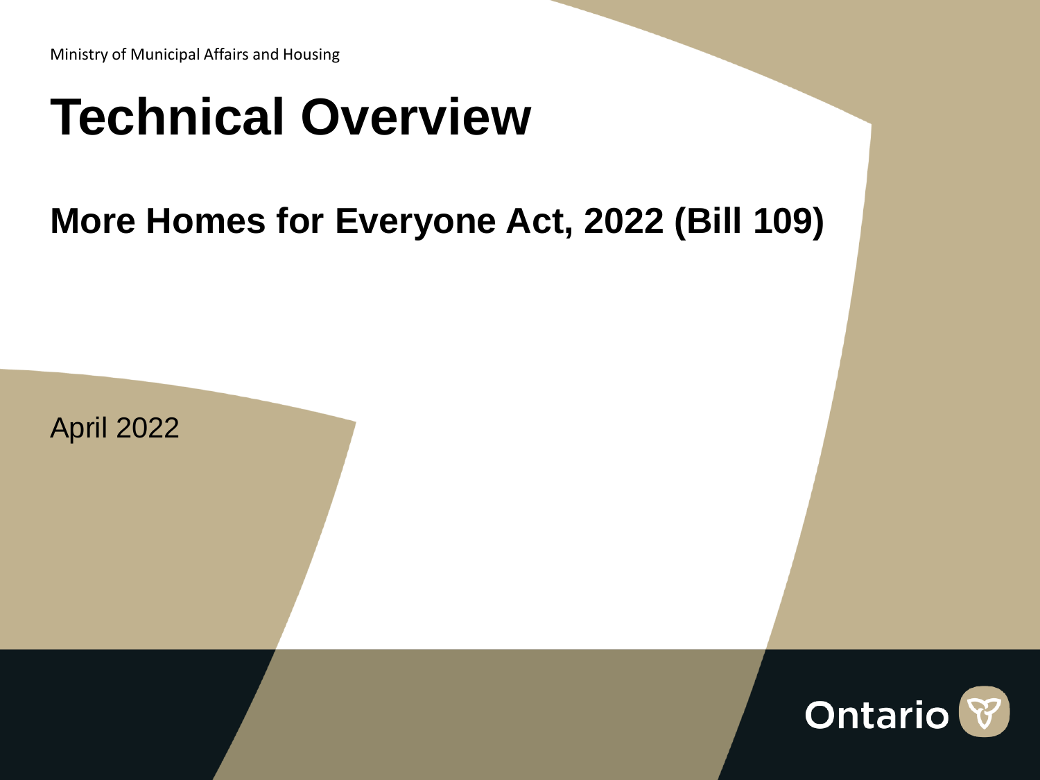Ministry of Municipal Affairs and Housing

# Technical Overview

## More Homes for Everyone Act, 2022 (Bill 109)

April 2022

Ontario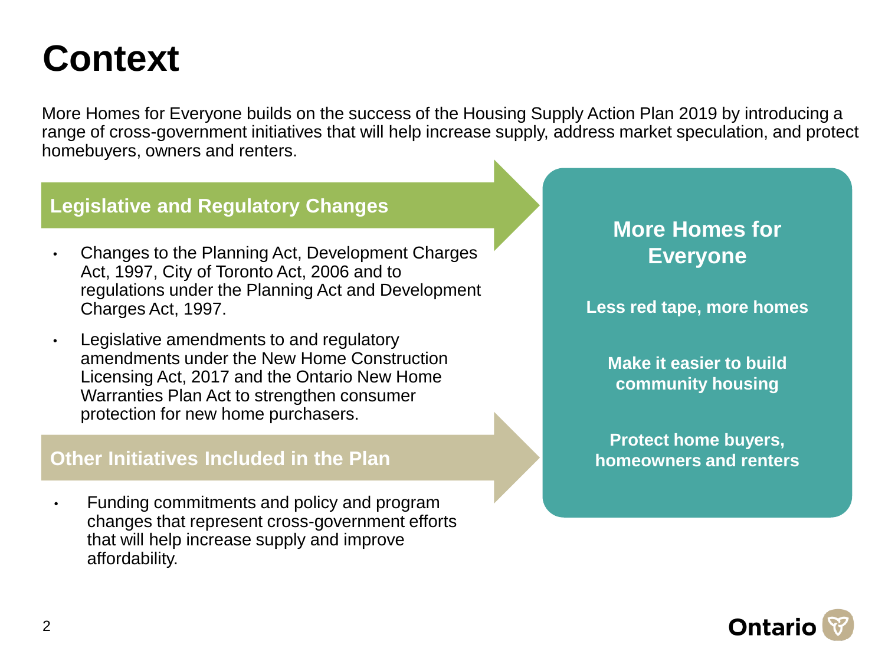# Context

More Homes for Everyone builds on the success of the Housing Supply Action Plan 2019 by introducing a range of cross-government initiatives that will help increase supply, address market speculation, and protect homebuyers, owners and renters.

## Legislative and Regulatory Changes

- Changes to the Planning Act, Development Charges Act, 1997, City of Toronto Act, 2006 and to regulations under the Planning Act and Development Charges Act, 1997.
- Legislative amendments to and regulatory amendments under the New Home Construction Licensing Act, 2017 and the Ontario New Home Warranties Plan Act to strengthen consumer protection for new home purchasers.

## Other Initiatives Included in the Plan

- Funding commitments and policy and program changes that represent cross-government efforts that will help increase supply and improve affordability.

## More Homes for Everyone

**Less red tape, more homes**

**Make it easier to build community housing**

**Protect home buyers, homeowners and renters**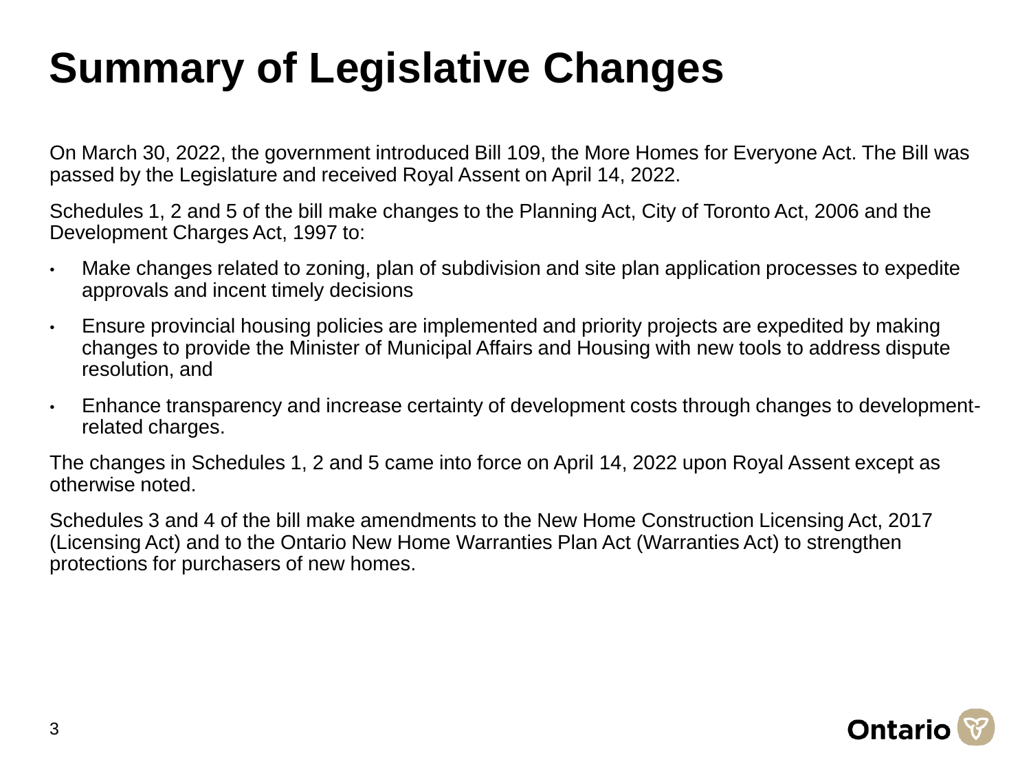# Summary of Legislative Changes

On March 30, 2022, the government introduced Bill 109, the More Homes for Everyone Act. The Bill was passed by the Legislature and received Royal Assent on April 14, 2022.

Schedules 1, 2 and 5 of the bill make changes to the Planning Act, City of Toronto Act, 2006 and the Development Charges Act, 1997 to:

- Make changes related to zoning, plan of subdivision and site plan application processes to expedite approvals and incent timely decisions
- Ensure provincial housing policies are implemented and priority projects are expedited by making changes to provide the Minister of Municipal Affairs and Housing with new tools to address dispute resolution, and
- Enhance transparency and increase certainty of development costs through changes to development-related charges.

The changes in Schedules 1, 2 and 5 came into force on April 14, 2022 upon Royal Assent except as otherwise noted.

Schedules 3 and 4 of the bill make amendments to the New Home Construction Licensing Act, 2017 (Licensing Act) and to the Ontario New Home Warranties Plan Act (Warranties Act) to strengthen protections for purchasers of new homes.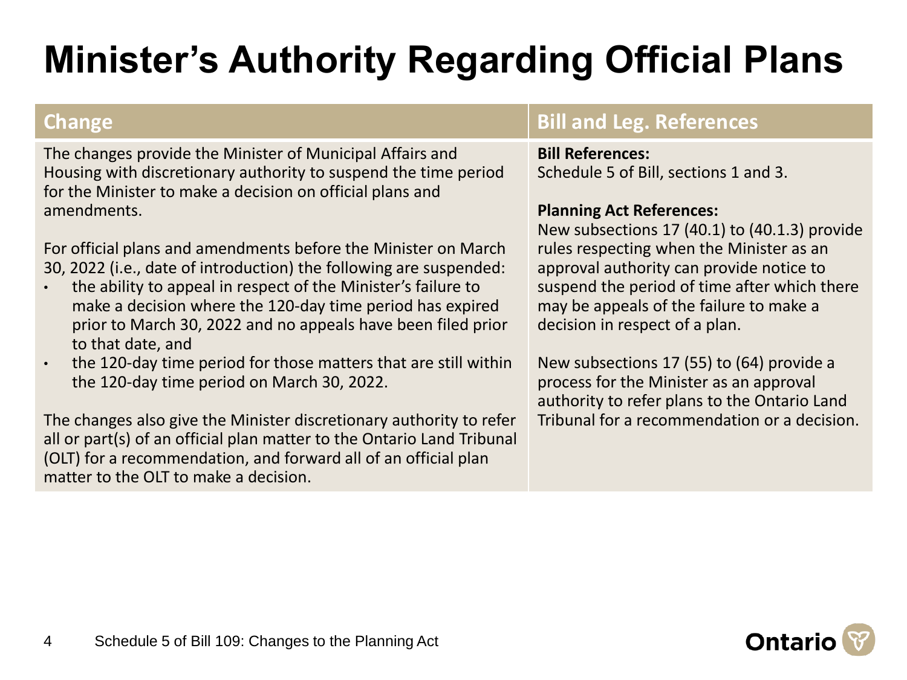# Minister's Authority Regarding Official Plans

| Change | Bill and Leg. References |
| --- | --- |
| The changes provide the Minister of Municipal Affairs and Housing with discretionary authority to suspend the time period for the Minister to make a decision on official plans and amendments.<br><br>For official plans and amendments before the Minister on March 30, 2022 (i.e., date of introduction) the following are suspended:<br>• the ability to appeal in respect of the Minister's failure to make a decision where the 120-day time period has expired prior to March 30, 2022 and no appeals have been filed prior to that date, and<br>• the 120-day time period for those matters that are still within the 120-day time period on March 30, 2022.<br><br>The changes also give the Minister discretionary authority to refer all or part(s) of an official plan matter to the Ontario Land Tribunal (OLT) for a recommendation, and forward all of an official plan matter to the OLT to make a decision. | **Bill References:**<br>Schedule 5 of Bill, sections 1 and 3.<br><br>**Planning Act References:**<br>New subsections 17 (40.1) to (40.1.3) provide rules respecting when the Minister as an approval authority can provide notice to suspend the period of time after which there may be appeals of the failure to make a decision in respect of a plan.<br><br>New subsections 17 (55) to (64) provide a process for the Minister as an approval authority to refer plans to the Ontario Land Tribunal for a recommendation or a decision. |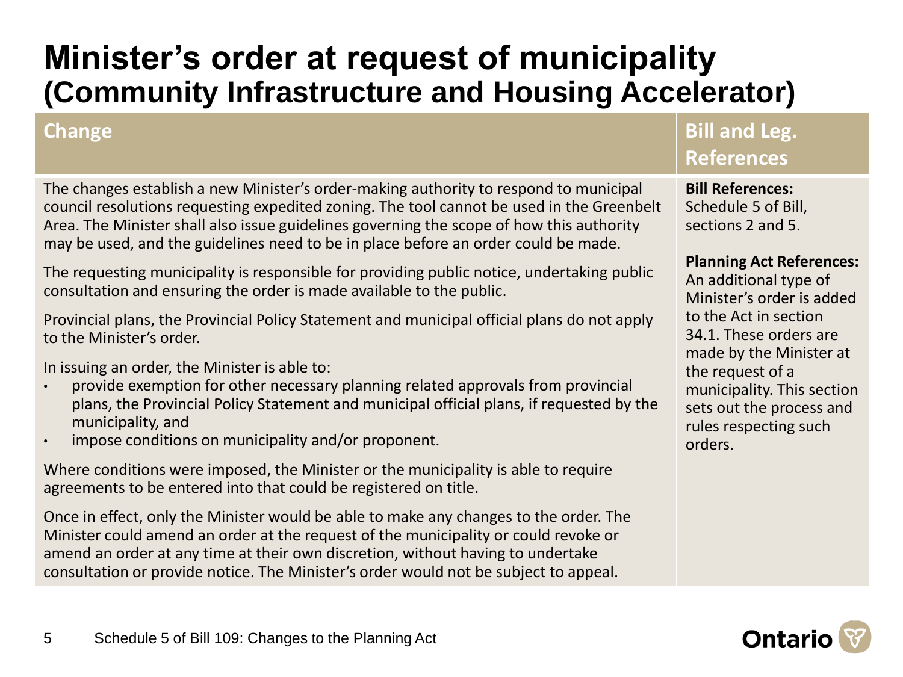# Minister's order at request of municipality
## (Community Infrastructure and Housing Accelerator)

| Change | Bill and Leg. References |
|---|---|
| The changes establish a new Minister's order-making authority to respond to municipal council resolutions requesting expedited zoning. The tool cannot be used in the Greenbelt Area. The Minister shall also issue guidelines governing the scope of how this authority may be used, and the guidelines need to be in place before an order could be made.<br><br>The requesting municipality is responsible for providing public notice, undertaking public consultation and ensuring the order is made available to the public.<br><br>Provincial plans, the Provincial Policy Statement and municipal official plans do not apply to the Minister's order.<br><br>In issuing an order, the Minister is able to:<br>• provide exemption for other necessary planning related approvals from provincial plans, the Provincial Policy Statement and municipal official plans, if requested by the municipality, and<br>• impose conditions on municipality and/or proponent.<br><br>Where conditions were imposed, the Minister or the municipality is able to require agreements to be entered into that could be registered on title.<br><br>Once in effect, only the Minister would be able to make any changes to the order. The Minister could amend an order at the request of the municipality or could revoke or amend an order at any time at their own discretion, without having to undertake consultation or provide notice. The Minister's order would not be subject to appeal. | **Bill References:** Schedule 5 of Bill, sections 2 and 5.<br><br>**Planning Act References:** An additional type of Minister's order is added to the Act in section 34.1. These orders are made by the Minister at the request of a municipality. This section sets out the process and rules respecting such orders. |

Schedule 5 of Bill 109: Changes to the Planning Act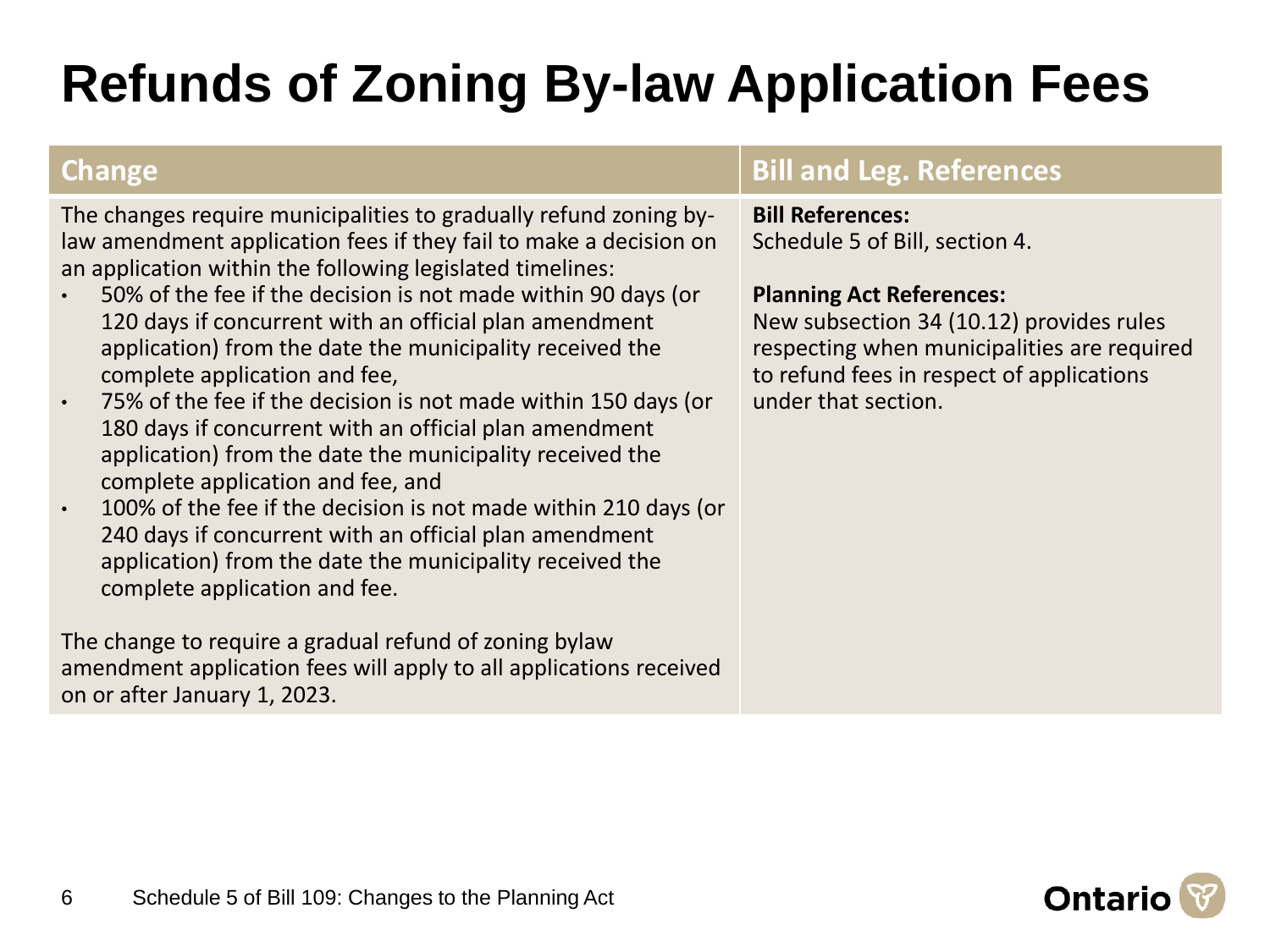# Refunds of Zoning By-law Application Fees

| Change | Bill and Leg. References |
|---|---|
| The changes require municipalities to gradually refund zoning by-law amendment application fees if they fail to make a decision on an application within the following legislated timelines:<br>• 50% of the fee if the decision is not made within 90 days (or 120 days if concurrent with an official plan amendment application) from the date the municipality received the complete application and fee,<br>• 75% of the fee if the decision is not made within 150 days (or 180 days if concurrent with an official plan amendment application) from the date the municipality received the complete application and fee, and<br>• 100% of the fee if the decision is not made within 210 days (or 240 days if concurrent with an official plan amendment application) from the date the municipality received the complete application and fee.<br><br>The change to require a gradual refund of zoning bylaw amendment application fees will apply to all applications received on or after January 1, 2023. | **Bill References:**<br>Schedule 5 of Bill, section 4.<br><br>**Planning Act References:**<br>New subsection 34 (10.12) provides rules respecting when municipalities are required to refund fees in respect of applications under that section. |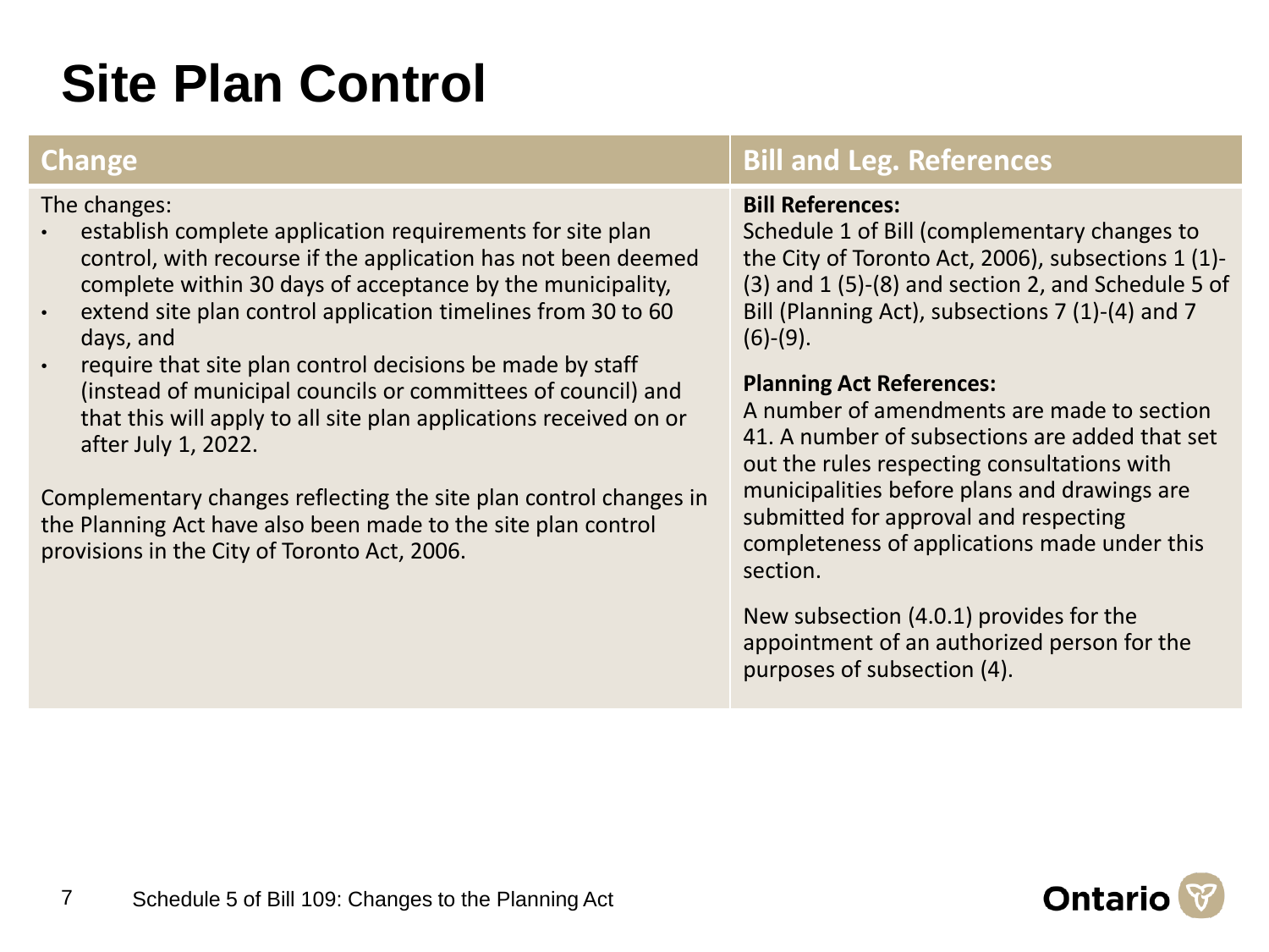# Site Plan Control

| Change | Bill and Leg. References |
| --- | --- |
| The changes:<br>• establish complete application requirements for site plan control, with recourse if the application has not been deemed complete within 30 days of acceptance by the municipality,<br>• extend site plan control application timelines from 30 to 60 days, and<br>• require that site plan control decisions be made by staff (instead of municipal councils or committees of council) and that this will apply to all site plan applications received on or after July 1, 2022.<br><br>Complementary changes reflecting the site plan control changes in the Planning Act have also been made to the site plan control provisions in the City of Toronto Act, 2006. | **Bill References:**<br>Schedule 1 of Bill (complementary changes to the City of Toronto Act, 2006), subsections 1 (1)-(3) and 1 (5)-(8) and section 2, and Schedule 5 of Bill (Planning Act), subsections 7 (1)-(4) and 7 (6)-(9).<br><br>**Planning Act References:**<br>A number of amendments are made to section 41. A number of subsections are added that set out the rules respecting consultations with municipalities before plans and drawings are submitted for approval and respecting completeness of applications made under this section.<br><br>New subsection (4.0.1) provides for the appointment of an authorized person for the purposes of subsection (4). |

Schedule 5 of Bill 109: Changes to the Planning Act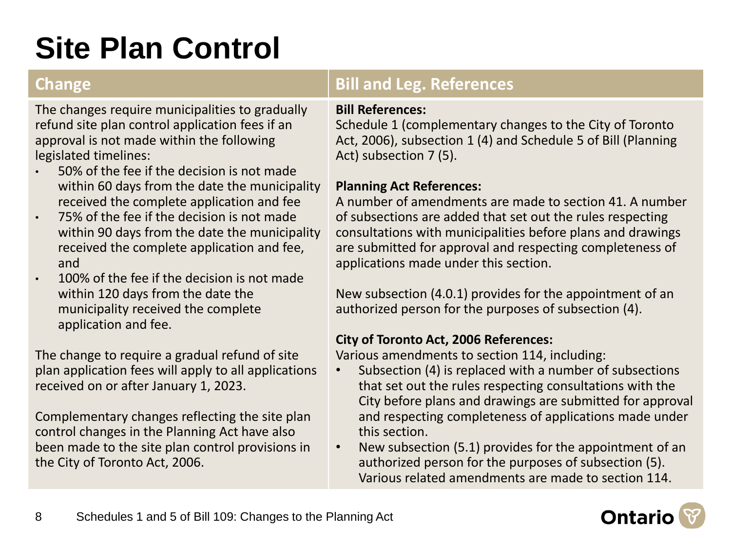# Site Plan Control

## Change

The changes require municipalities to gradually refund site plan control application fees if an approval is not made within the following legislated timelines:

- 50% of the fee if the decision is not made within 60 days from the date the municipality received the complete application and fee
- 75% of the fee if the decision is not made within 90 days from the date the municipality received the complete application and fee, and
- 100% of the fee if the decision is not made within 120 days from the date the municipality received the complete application and fee.

The change to require a gradual refund of site plan application fees will apply to all applications received on or after January 1, 2023.

Complementary changes reflecting the site plan control changes in the Planning Act have also been made to the site plan control provisions in the City of Toronto Act, 2006.

## Bill and Leg. References

**Bill References:**
Schedule 1 (complementary changes to the City of Toronto Act, 2006), subsection 1 (4) and Schedule 5 of Bill (Planning Act) subsection 7 (5).

**Planning Act References:**
A number of amendments are made to section 41. A number of subsections are added that set out the rules respecting consultations with municipalities before plans and drawings are submitted for approval and respecting completeness of applications made under this section.

New subsection (4.0.1) provides for the appointment of an authorized person for the purposes of subsection (4).

**City of Toronto Act, 2006 References:**
Various amendments to section 114, including:

- Subsection (4) is replaced with a number of subsections that set out the rules respecting consultations with the City before plans and drawings are submitted for approval and respecting completeness of applications made under this section.
- New subsection (5.1) provides for the appointment of an authorized person for the purposes of subsection (5). Various related amendments are made to section 114.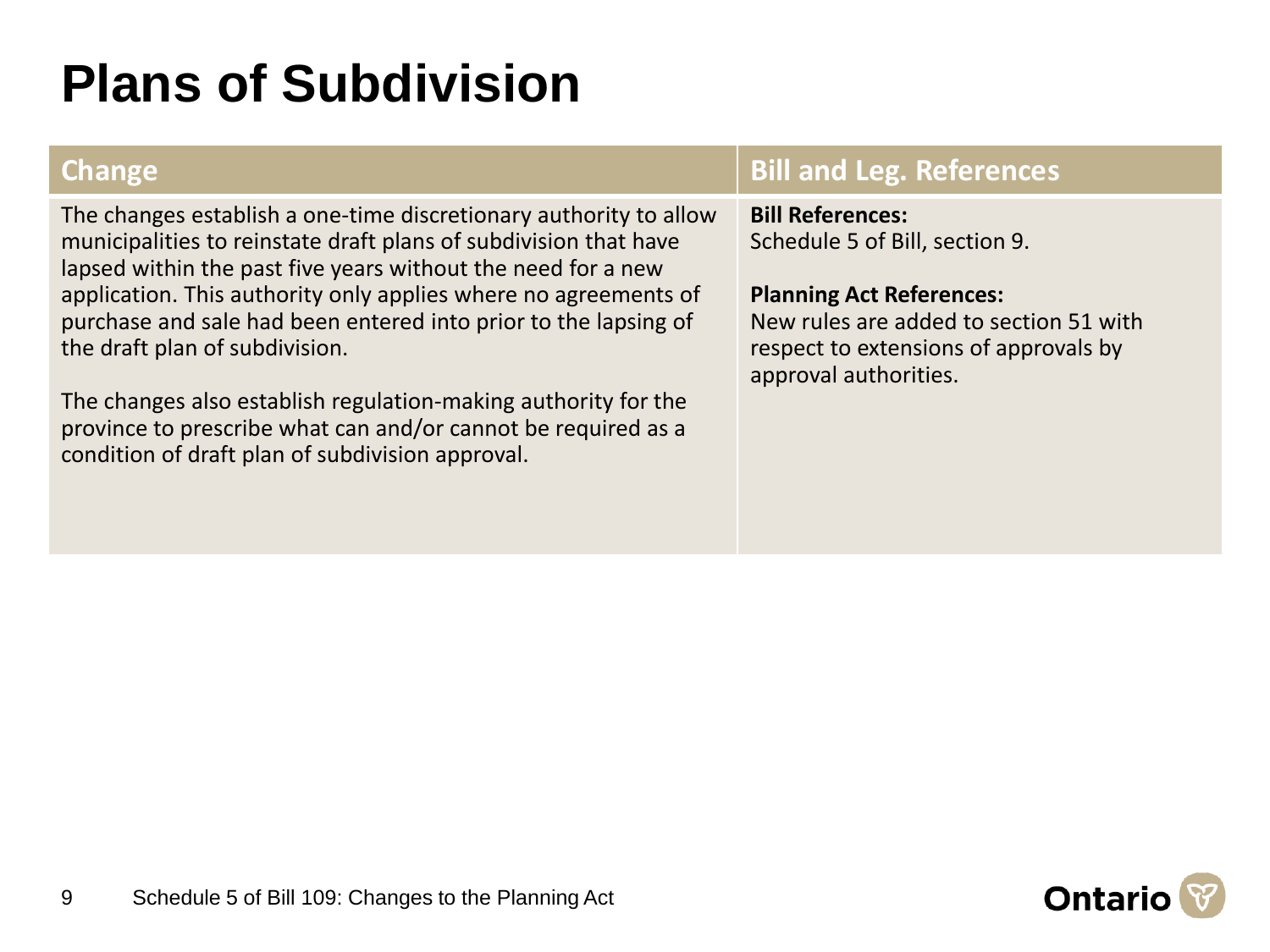# Plans of Subdivision

| Change | Bill and Leg. References |
|---|---|
| The changes establish a one-time discretionary authority to allow municipalities to reinstate draft plans of subdivision that have lapsed within the past five years without the need for a new application. This authority only applies where no agreements of purchase and sale had been entered into prior to the lapsing of the draft plan of subdivision.<br><br>The changes also establish regulation-making authority for the province to prescribe what can and/or cannot be required as a condition of draft plan of subdivision approval. | **Bill References:**<br>Schedule 5 of Bill, section 9.<br><br>**Planning Act References:**<br>New rules are added to section 51 with respect to extensions of approvals by approval authorities. |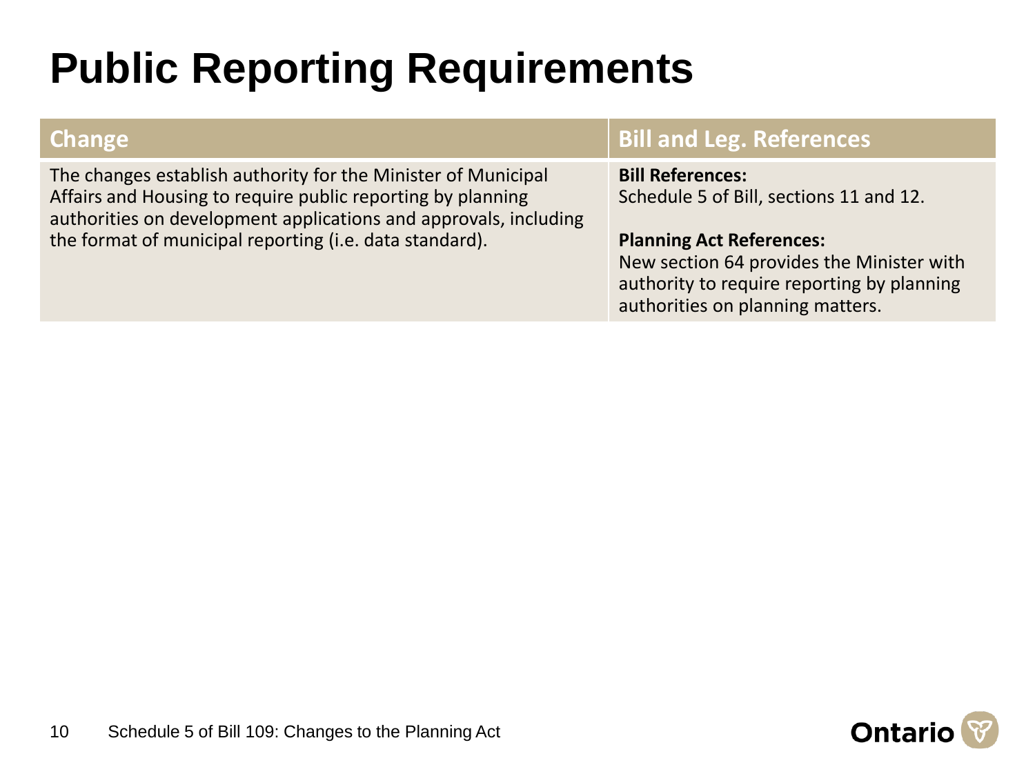# Public Reporting Requirements

| Change | Bill and Leg. References |
| --- | --- |
| The changes establish authority for the Minister of Municipal Affairs and Housing to require public reporting by planning authorities on development applications and approvals, including the format of municipal reporting (i.e. data standard). | **Bill References:** Schedule 5 of Bill, sections 11 and 12. **Planning Act References:** New section 64 provides the Minister with authority to require reporting by planning authorities on planning matters. |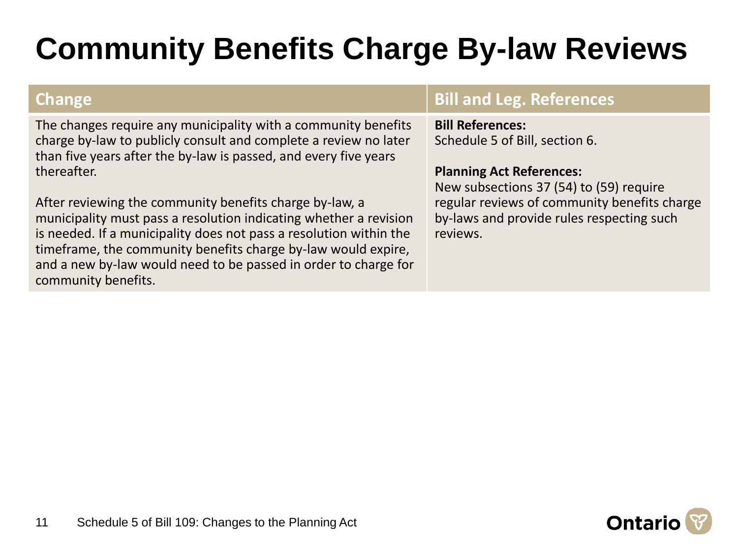# Community Benefits Charge By-law Reviews

| Change | Bill and Leg. References |
| --- | --- |
| The changes require any municipality with a community benefits charge by-law to publicly consult and complete a review no later than five years after the by-law is passed, and every five years thereafter.<br><br>After reviewing the community benefits charge by-law, a municipality must pass a resolution indicating whether a revision is needed. If a municipality does not pass a resolution within the timeframe, the community benefits charge by-law would expire, and a new by-law would need to be passed in order to charge for community benefits. | **Bill References:**<br>Schedule 5 of Bill, section 6.<br><br>**Planning Act References:**<br>New subsections 37 (54) to (59) require regular reviews of community benefits charge by-laws and provide rules respecting such reviews. |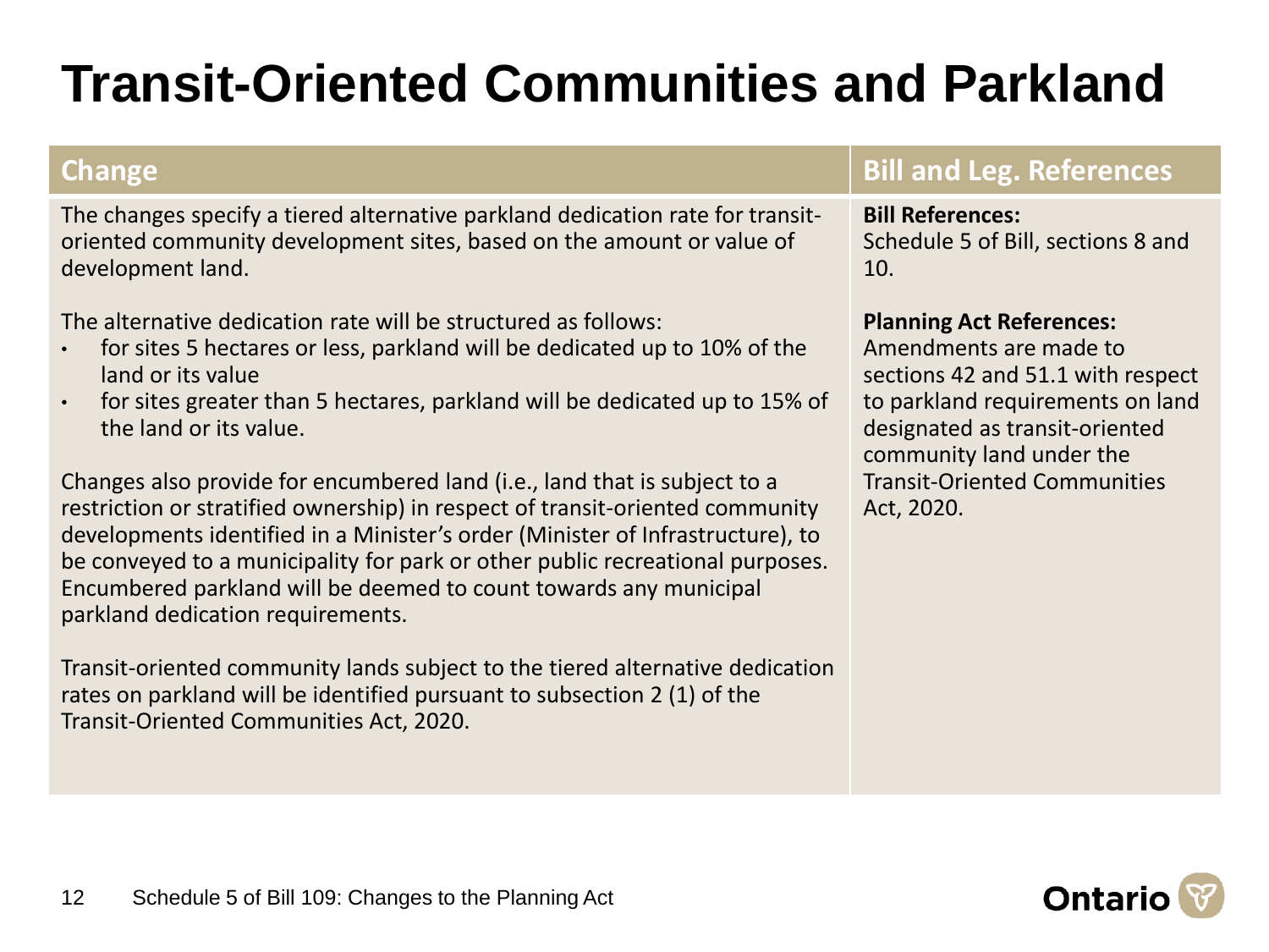# Transit-Oriented Communities and Parkland

| Change | Bill and Leg. References |
|---|---|
| The changes specify a tiered alternative parkland dedication rate for transit-oriented community development sites, based on the amount or value of development land.<br><br>The alternative dedication rate will be structured as follows:<br>• for sites 5 hectares or less, parkland will be dedicated up to 10% of the land or its value<br>• for sites greater than 5 hectares, parkland will be dedicated up to 15% of the land or its value.<br><br>Changes also provide for encumbered land (i.e., land that is subject to a restriction or stratified ownership) in respect of transit-oriented community developments identified in a Minister's order (Minister of Infrastructure), to be conveyed to a municipality for park or other public recreational purposes. Encumbered parkland will be deemed to count towards any municipal parkland dedication requirements.<br><br>Transit-oriented community lands subject to the tiered alternative dedication rates on parkland will be identified pursuant to subsection 2 (1) of the Transit-Oriented Communities Act, 2020. | **Bill References:**<br>Schedule 5 of Bill, sections 8 and 10.<br><br>**Planning Act References:**<br>Amendments are made to sections 42 and 51.1 with respect to parkland requirements on land designated as transit-oriented community land under the Transit-Oriented Communities Act, 2020. |

Schedule 5 of Bill 109: Changes to the Planning Act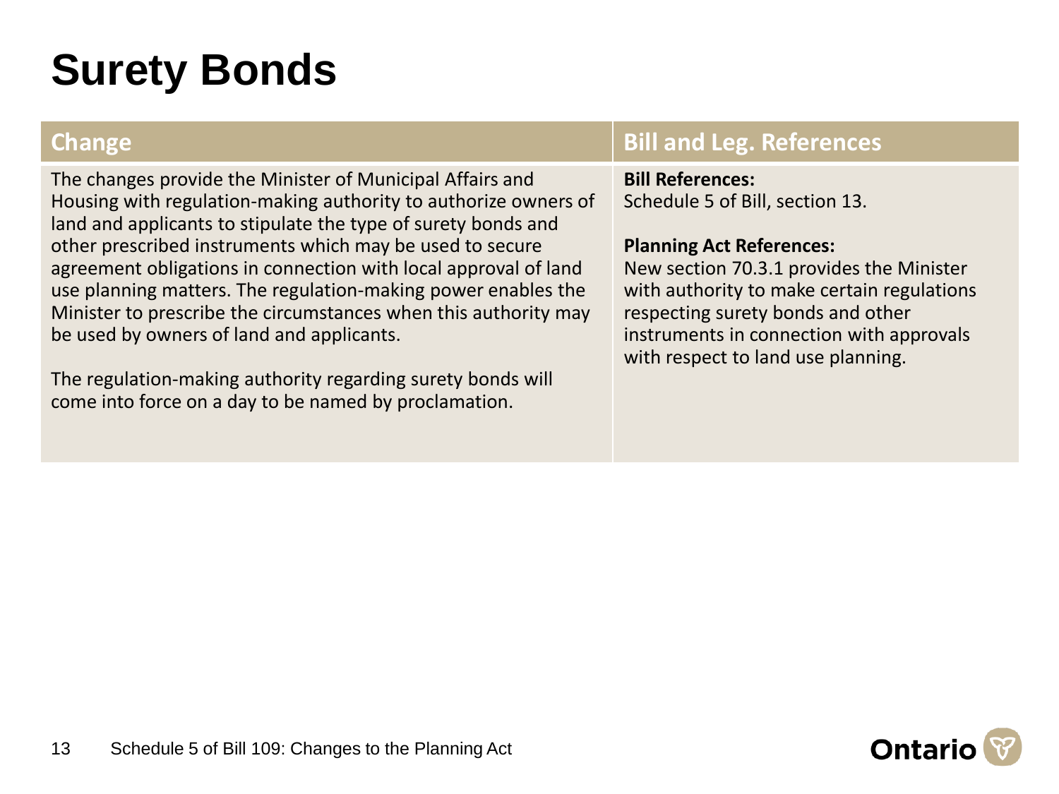# Surety Bonds

| Change | Bill and Leg. References |
| --- | --- |
| The changes provide the Minister of Municipal Affairs and Housing with regulation-making authority to authorize owners of land and applicants to stipulate the type of surety bonds and other prescribed instruments which may be used to secure agreement obligations in connection with local approval of land use planning matters. The regulation-making power enables the Minister to prescribe the circumstances when this authority may be used by owners of land and applicants.<br><br>The regulation-making authority regarding surety bonds will come into force on a day to be named by proclamation. | **Bill References:**<br>Schedule 5 of Bill, section 13.<br><br>**Planning Act References:**<br>New section 70.3.1 provides the Minister with authority to make certain regulations respecting surety bonds and other instruments in connection with approvals with respect to land use planning. |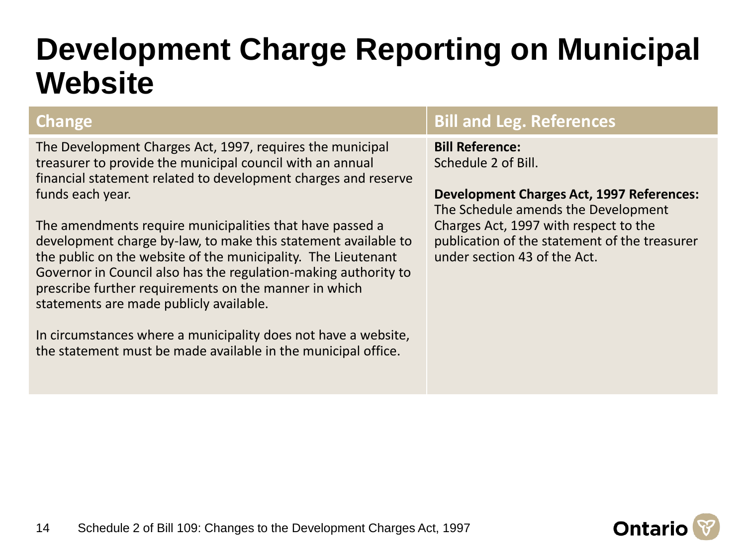# Development Charge Reporting on Municipal Website

| Change | Bill and Leg. References |
| --- | --- |
| The Development Charges Act, 1997, requires the municipal treasurer to provide the municipal council with an annual financial statement related to development charges and reserve funds each year.<br><br>The amendments require municipalities that have passed a development charge by-law, to make this statement available to the public on the website of the municipality. The Lieutenant Governor in Council also has the regulation-making authority to prescribe further requirements on the manner in which statements are made publicly available.<br><br>In circumstances where a municipality does not have a website, the statement must be made available in the municipal office. | **Bill Reference:**<br>Schedule 2 of Bill.<br><br>**Development Charges Act, 1997 References:**<br>The Schedule amends the Development Charges Act, 1997 with respect to the publication of the statement of the treasurer under section 43 of the Act. |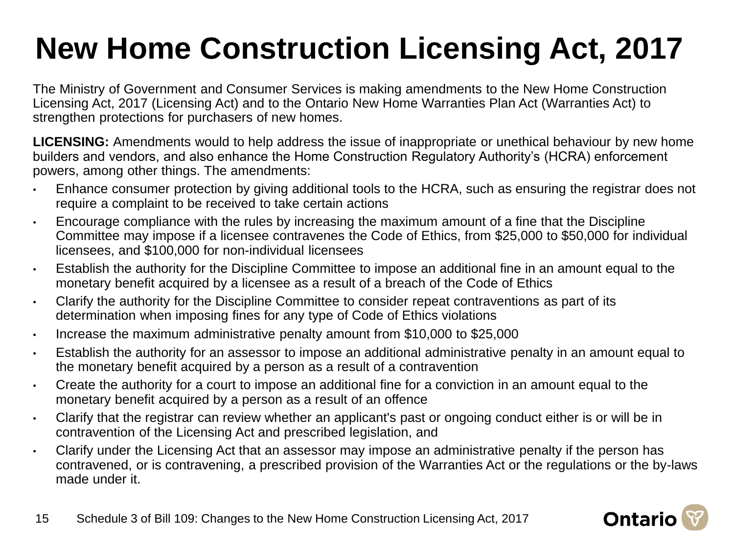# New Home Construction Licensing Act, 2017

The Ministry of Government and Consumer Services is making amendments to the New Home Construction Licensing Act, 2017 (Licensing Act) and to the Ontario New Home Warranties Plan Act (Warranties Act) to strengthen protections for purchasers of new homes.

**LICENSING:** Amendments would to help address the issue of inappropriate or unethical behaviour by new home builders and vendors, and also enhance the Home Construction Regulatory Authority's (HCRA) enforcement powers, among other things. The amendments:

- Enhance consumer protection by giving additional tools to the HCRA, such as ensuring the registrar does not require a complaint to be received to take certain actions
- Encourage compliance with the rules by increasing the maximum amount of a fine that the Discipline Committee may impose if a licensee contravenes the Code of Ethics, from $25,000 to $50,000 for individual licensees, and $100,000 for non-individual licensees
- Establish the authority for the Discipline Committee to impose an additional fine in an amount equal to the monetary benefit acquired by a licensee as a result of a breach of the Code of Ethics
- Clarify the authority for the Discipline Committee to consider repeat contraventions as part of its determination when imposing fines for any type of Code of Ethics violations
- Increase the maximum administrative penalty amount from $10,000 to $25,000
- Establish the authority for an assessor to impose an additional administrative penalty in an amount equal to the monetary benefit acquired by a person as a result of a contravention
- Create the authority for a court to impose an additional fine for a conviction in an amount equal to the monetary benefit acquired by a person as a result of an offence
- Clarify that the registrar can review whether an applicant's past or ongoing conduct either is or will be in contravention of the Licensing Act and prescribed legislation, and
- Clarify under the Licensing Act that an assessor may impose an administrative penalty if the person has contravened, or is contravening, a prescribed provision of the Warranties Act or the regulations or the by-laws made under it.

Schedule 3 of Bill 109: Changes to the New Home Construction Licensing Act, 2017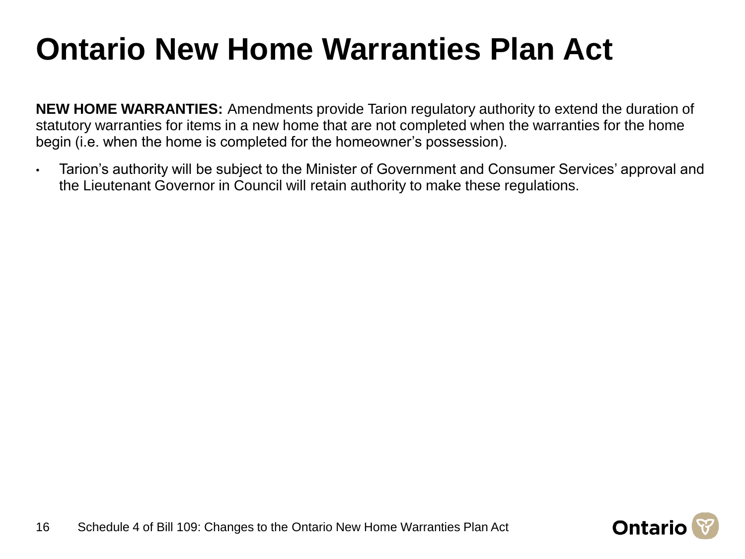# Ontario New Home Warranties Plan Act

**NEW HOME WARRANTIES:** Amendments provide Tarion regulatory authority to extend the duration of statutory warranties for items in a new home that are not completed when the warranties for the home begin (i.e. when the home is completed for the homeowner's possession).

- Tarion's authority will be subject to the Minister of Government and Consumer Services' approval and the Lieutenant Governor in Council will retain authority to make these regulations.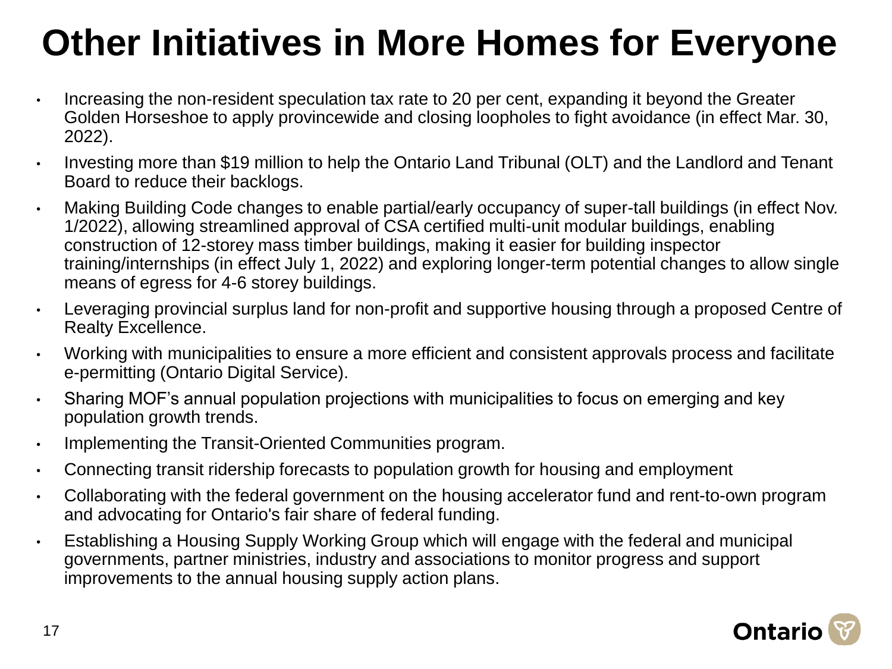# Other Initiatives in More Homes for Everyone

- Increasing the non-resident speculation tax rate to 20 per cent, expanding it beyond the Greater Golden Horseshoe to apply provincewide and closing loopholes to fight avoidance (in effect Mar. 30, 2022).
- Investing more than $19 million to help the Ontario Land Tribunal (OLT) and the Landlord and Tenant Board to reduce their backlogs.
- Making Building Code changes to enable partial/early occupancy of super-tall buildings (in effect Nov. 1/2022), allowing streamlined approval of CSA certified multi-unit modular buildings, enabling construction of 12-storey mass timber buildings, making it easier for building inspector training/internships (in effect July 1, 2022) and exploring longer-term potential changes to allow single means of egress for 4-6 storey buildings.
- Leveraging provincial surplus land for non-profit and supportive housing through a proposed Centre of Realty Excellence.
- Working with municipalities to ensure a more efficient and consistent approvals process and facilitate e-permitting (Ontario Digital Service).
- Sharing MOF's annual population projections with municipalities to focus on emerging and key population growth trends.
- Implementing the Transit-Oriented Communities program.
- Connecting transit ridership forecasts to population growth for housing and employment
- Collaborating with the federal government on the housing accelerator fund and rent-to-own program and advocating for Ontario's fair share of federal funding.
- Establishing a Housing Supply Working Group which will engage with the federal and municipal governments, partner ministries, industry and associations to monitor progress and support improvements to the annual housing supply action plans.